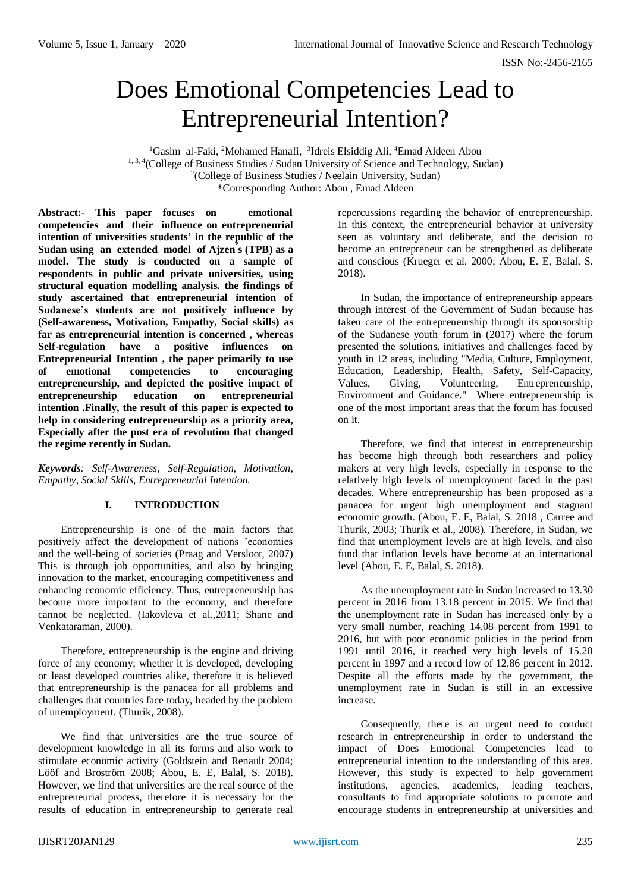# Does Emotional Competencies Lead to Entrepreneurial Intention?

[1]Gasim al-Faki, [2]Mohamed Hanafi, [3]Idreis Elsiddig Ali, [4]Emad Aldeen Abou
[1, 3, 4](College of Business Studies / Sudan University of Science and Technology, Sudan)
[2](College of Business Studies / Neelain University, Sudan)
*Corresponding Author: Abou , Emad Aldeen

**Abstract:- This paper focuses on emotional competencies and their influence on entrepreneurial intention of universities students' in the republic of the Sudan using an extended model of Ajzen's (TPB) as a model. The study is conducted on a sample of respondents in public and private universities, using structural equation modelling analysis. the findings of study ascertained that entrepreneurial intention of Sudanese's students are not positively influence by (Self-awareness, Motivation, Empathy, Social skills) as far as entrepreneurial intention is concerned , whereas Self-regulation have a positive influences on Entrepreneurial Intention , the paper primarily to use of emotional competencies to encouraging entrepreneurship, and depicted the positive impact of entrepreneurship education on entrepreneurial intention .Finally, the result of this paper is expected to help in considering entrepreneurship as a priority area, Especially after the post era of revolution that changed the regime recently in Sudan.**

***Keywords**: Self-Awareness, Self-Regulation, Motivation, Empathy, Social Skills, Entrepreneurial Intention.*

## I. INTRODUCTION

Entrepreneurship is one of the main factors that positively affect the development of nations 'economies and the well-being of societies (Praag and Versloot, 2007) This is through job opportunities, and also by bringing innovation to the market, encouraging competitiveness and enhancing economic efficiency. Thus, entrepreneurship has become more important to the economy, and therefore cannot be neglected. (Iakovleva et al.,2011; Shane and Venkataraman, 2000).

Therefore, entrepreneurship is the engine and driving force of any economy; whether it is developed, developing or least developed countries alike, therefore it is believed that entrepreneurship is the panacea for all problems and challenges that countries face today, headed by the problem of unemployment. (Thurik, 2008).

We find that universities are the true source of development knowledge in all its forms and also work to stimulate economic activity (Goldstein and Renault 2004; Lööf and Broström 2008; Abou, E. E, Balal, S. 2018). However, we find that universities are the real source of the entrepreneurial process, therefore it is necessary for the results of education in entrepreneurship to generate real repercussions regarding the behavior of entrepreneurship. In this context, the entrepreneurial behavior at university seen as voluntary and deliberate, and the decision to become an entrepreneur can be strengthened as deliberate and conscious (Krueger et al. 2000; Abou, E. E, Balal, S. 2018).

In Sudan, the importance of entrepreneurship appears through interest of the Government of Sudan because has taken care of the entrepreneurship through its sponsorship of the Sudanese youth forum in (2017) where the forum presented the solutions, initiatives and challenges faced by youth in 12 areas, including "Media, Culture, Employment, Education, Leadership, Health, Safety, Self-Capacity, Values, Giving, Volunteering, Entrepreneurship, Environment and Guidance." Where entrepreneurship is one of the most important areas that the forum has focused on it.

Therefore, we find that interest in entrepreneurship has become high through both researchers and policy makers at very high levels, especially in response to the relatively high levels of unemployment faced in the past decades. Where entrepreneurship has been proposed as a panacea for urgent high unemployment and stagnant economic growth. (Abou, E. E, Balal, S. 2018 , Carree and Thurik, 2003; Thurik et al., 2008). Therefore, in Sudan, we find that unemployment levels are at high levels, and also fund that inflation levels have become at an international level (Abou, E. E, Balal, S. 2018).

As the unemployment rate in Sudan increased to 13.30 percent in 2016 from 13.18 percent in 2015. We find that the unemployment rate in Sudan has increased only by a very small number, reaching 14.08 percent from 1991 to 2016, but with poor economic policies in the period from 1991 until 2016, it reached very high levels of 15.20 percent in 1997 and a record low of 12.86 percent in 2012. Despite all the efforts made by the government, the unemployment rate in Sudan is still in an excessive increase.

Consequently, there is an urgent need to conduct research in entrepreneurship in order to understand the impact of Does Emotional Competencies lead to entrepreneurial intention to the understanding of this area. However, this study is expected to help government institutions, agencies, academics, leading teachers, consultants to find appropriate solutions to promote and encourage students in entrepreneurship at universities and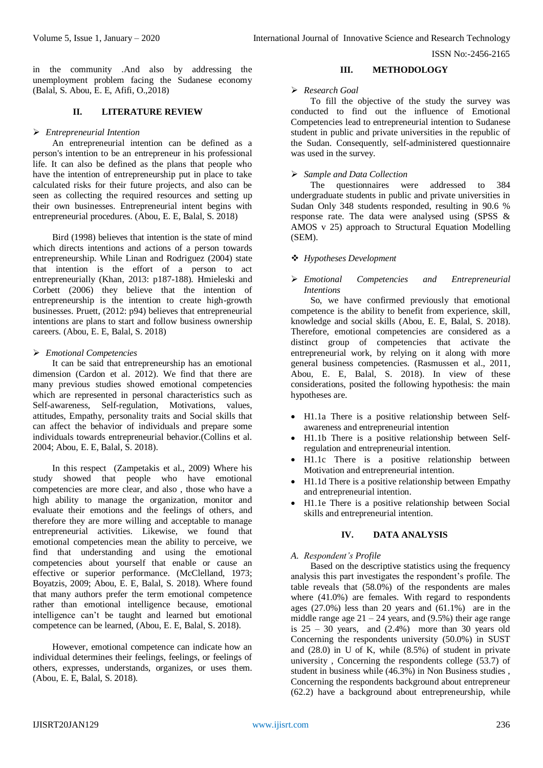in the community .And also by addressing the unemployment problem facing the Sudanese economy (Balal, S. Abou, E. E, Afifi, O.,2018)

## II. LITERATURE REVIEW

➢ *Entrepreneurial Intention*

An entrepreneurial intention can be defined as a person's intention to be an entrepreneur in his professional life. It can also be defined as the plans that people who have the intention of entrepreneurship put in place to take calculated risks for their future projects, and also can be seen as collecting the required resources and setting up their own businesses. Entrepreneurial intent begins with entrepreneurial procedures. (Abou, E. E, Balal, S. 2018)

Bird (1998) believes that intention is the state of mind which directs intentions and actions of a person towards entrepreneurship. While Linan and Rodriguez (2004) state that intention is the effort of a person to act entrepreneurially (Khan, 2013: p187-188). Hmieleski and Corbett (2006) they believe that the intention of entrepreneurship is the intention to create high-growth businesses. Pruett, (2012: p94) believes that entrepreneurial intentions are plans to start and follow business ownership careers. (Abou, E. E, Balal, S. 2018)

➢ *Emotional Competencies*

It can be said that entrepreneurship has an emotional dimension (Cardon et al. 2012). We find that there are many previous studies showed emotional competencies which are represented in personal characteristics such as Self-awareness, Self-regulation, Motivations, values, attitudes, Empathy, personality traits and Social skills that can affect the behavior of individuals and prepare some individuals towards entrepreneurial behavior.(Collins et al. 2004; Abou, E. E, Balal, S. 2018).

In this respect (Zampetakis et al., 2009) Where his study showed that people who have emotional competencies are more clear, and also , those who have a high ability to manage the organization, monitor and evaluate their emotions and the feelings of others, and therefore they are more willing and acceptable to manage entrepreneurial activities. Likewise, we found that emotional competencies mean the ability to perceive, we find that understanding and using the emotional competencies about yourself that enable or cause an effective or superior performance. (McClelland, 1973; Boyatzis, 2009; Abou, E. E, Balal, S. 2018). Where found that many authors prefer the term emotional competence rather than emotional intelligence because, emotional intelligence can't be taught and learned but emotional competence can be learned, (Abou, E. E, Balal, S. 2018).

However, emotional competence can indicate how an individual determines their feelings, feelings, or feelings of others, expresses, understands, organizes, or uses them. (Abou, E. E, Balal, S. 2018).

## III. METHODOLOGY

➢ *Research Goal*

To fill the objective of the study the survey was conducted to find out the influence of Emotional Competencies lead to entrepreneurial intention to Sudanese student in public and private universities in the republic of the Sudan. Consequently, self-administered questionnaire was used in the survey.

➢ *Sample and Data Collection*

The questionnaires were addressed to 384 undergraduate students in public and private universities in Sudan Only 348 students responded, resulting in 90.6 % response rate. The data were analysed using (SPSS & AMOS v 25) approach to Structural Equation Modelling (SEM).

❖ *Hypotheses Development*

➢ *Emotional Competencies and Entrepreneurial Intentions*

So, we have confirmed previously that emotional competence is the ability to benefit from experience, skill, knowledge and social skills (Abou, E. E, Balal, S. 2018). Therefore, emotional competencies are considered as a distinct group of competencies that activate the entrepreneurial work, by relying on it along with more general business competencies. (Rasmussen et al., 2011, Abou, E. E, Balal, S. 2018). In view of these considerations, posited the following hypothesis: the main hypotheses are.

- H1.1a There is a positive relationship between Self-awareness and entrepreneurial intention
- H1.1b There is a positive relationship between Self-regulation and entrepreneurial intention.
- H1.1c There is a positive relationship between Motivation and entrepreneurial intention.
- H1.1d There is a positive relationship between Empathy and entrepreneurial intention.
- H1.1e There is a positive relationship between Social skills and entrepreneurial intention.

## IV. DATA ANALYSIS

*A. Respondent's Profile*

Based on the descriptive statistics using the frequency analysis this part investigates the respondent's profile. The table reveals that (58.0%) of the respondents are males where (41.0%) are females. With regard to respondents ages (27.0%) less than 20 years and (61.1%) are in the middle range age 21 – 24 years, and (9.5%) their age range is 25 – 30 years, and (2.4%) more than 30 years old Concerning the respondents university (50.0%) in SUST and (28.0) in U of K, while (8.5%) of student in private university , Concerning the respondents college (53.7) of student in business while (46.3%) in Non Business studies , Concerning the respondents background about entrepreneur (62.2) have a background about entrepreneurship, while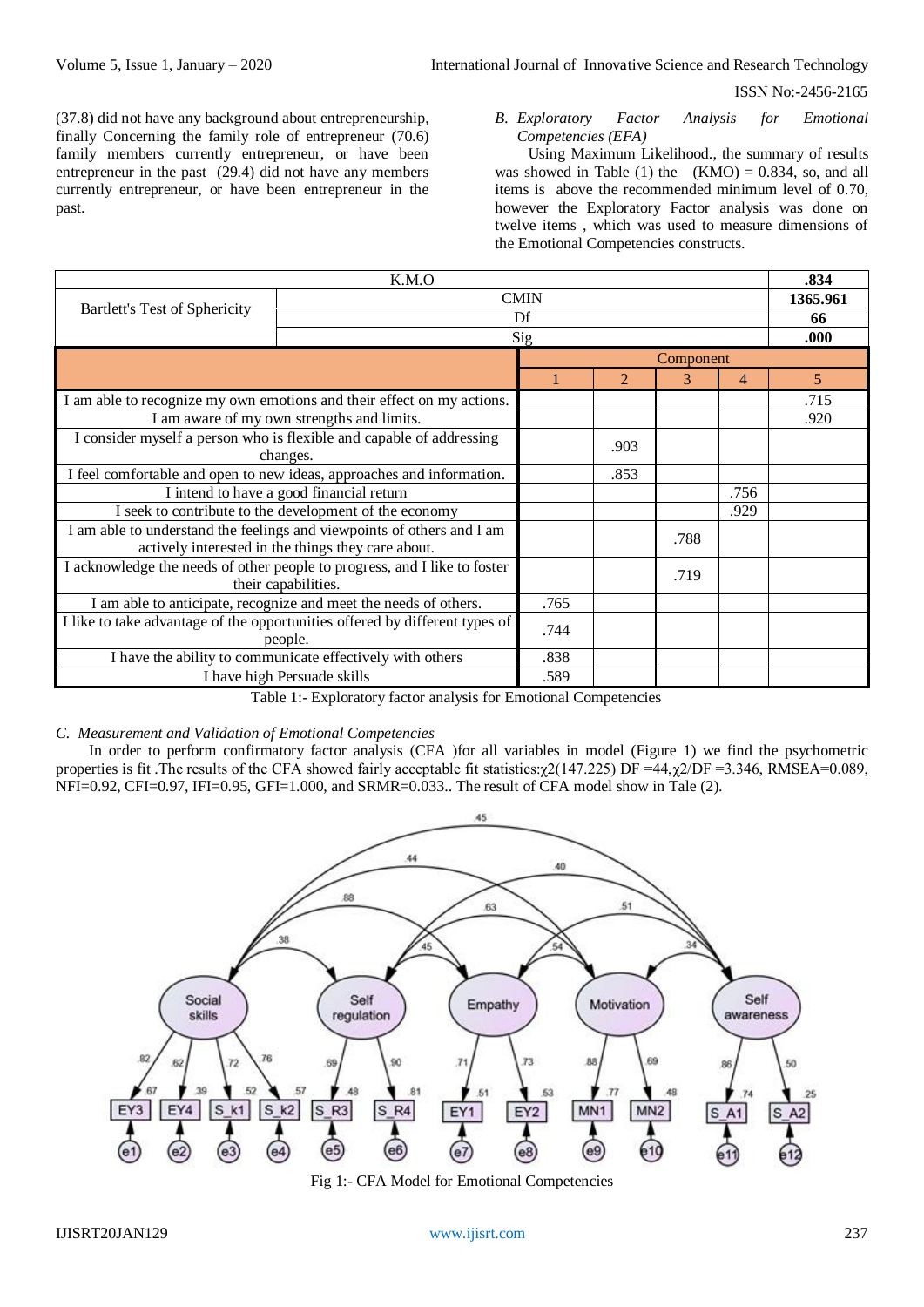(37.8) did not have any background about entrepreneurship, finally Concerning the family role of entrepreneur (70.6) family members currently entrepreneur, or have been entrepreneur in the past (29.4) did not have any members currently entrepreneur, or have been entrepreneur in the past.

### *B. Exploratory Factor Analysis for Emotional Competencies (EFA)*

Using Maximum Likelihood., the summary of results was showed in Table (1) the (KMO) = 0.834, so, and all items is above the recommended minimum level of 0.70, however the Exploratory Factor analysis was done on twelve items , which was used to measure dimensions of the Emotional Competencies constructs.

| K.M.O | | | | | | **.834** |
|---|---|---|---|---|---|---|
| Bartlett's Test of Sphericity | CMIN | | | | | **1365.961** |
| | Df | | | | | **66** |
| | Sig | | | | | **.000** |
| | Component | | | | | |
| | 1 | 2 | 3 | 4 | | 5 |
| I am able to recognize my own emotions and their effect on my actions. | | | | | | .715 |
| I am aware of my own strengths and limits. | | | | | | .920 |
| I consider myself a person who is flexible and capable of addressing changes. | | .903 | | | | |
| I feel comfortable and open to new ideas, approaches and information. | | .853 | | | | |
| I intend to have a good financial return | | | | .756 | | |
| I seek to contribute to the development of the economy | | | | .929 | | |
| I am able to understand the feelings and viewpoints of others and I am actively interested in the things they care about. | | | .788 | | | |
| I acknowledge the needs of other people to progress, and I like to foster their capabilities. | | | .719 | | | |
| I am able to anticipate, recognize and meet the needs of others. | .765 | | | | | |
| I like to take advantage of the opportunities offered by different types of people. | .744 | | | | | |
| I have the ability to communicate effectively with others | .838 | | | | | |
| I have high Persuade skills | .589 | | | | | |

Table 1:- Exploratory factor analysis for Emotional Competencies

### *C. Measurement and Validation of Emotional Competencies*

In order to perform confirmatory factor analysis (CFA )for all variables in model (Figure 1) we find the psychometric properties is fit .The results of the CFA showed fairly acceptable fit statistics:$\chi2$(147.225) DF =44,$\chi2$/DF =3.346, RMSEA=0.089, NFI=0.92, CFI=0.97, IFI=0.95, GFI=1.000, and SRMR=0.033.. The result of CFA model show in Tale (2).

Fig 1:- CFA Model for Emotional Competencies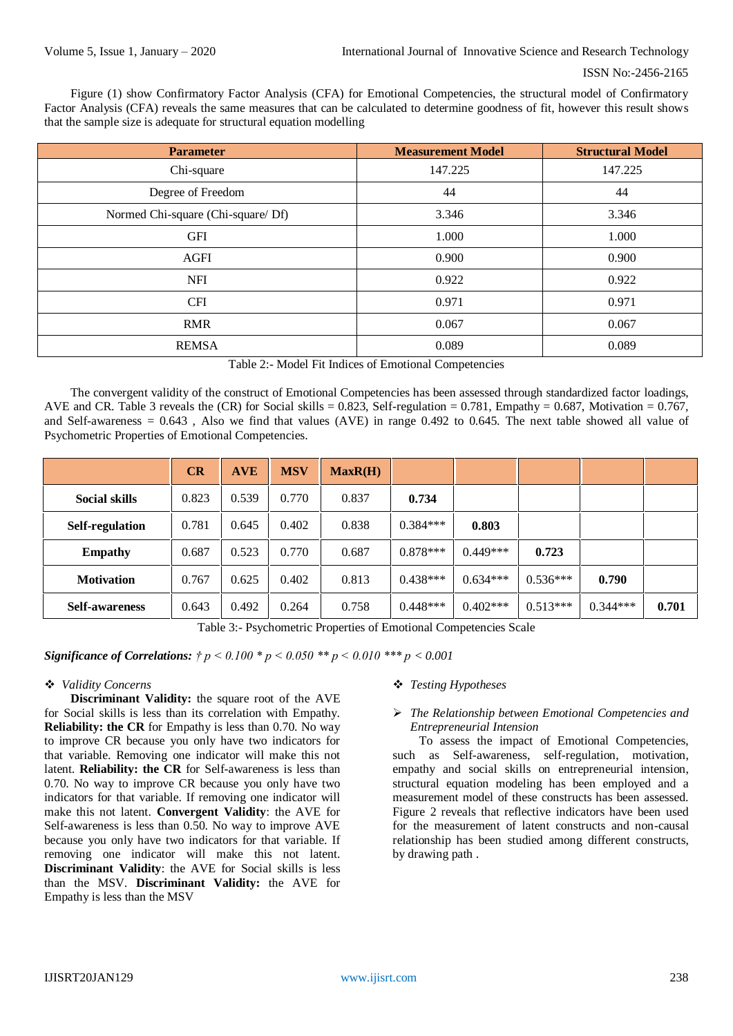Figure (1) show Confirmatory Factor Analysis (CFA) for Emotional Competencies, the structural model of Confirmatory Factor Analysis (CFA) reveals the same measures that can be calculated to determine goodness of fit, however this result shows that the sample size is adequate for structural equation modelling

| Parameter | Measurement Model | Structural Model |
|---|---|---|
| Chi-square | 147.225 | 147.225 |
| Degree of Freedom | 44 | 44 |
| Normed Chi-square (Chi-square/ Df) | 3.346 | 3.346 |
| GFI | 1.000 | 1.000 |
| AGFI | 0.900 | 0.900 |
| NFI | 0.922 | 0.922 |
| CFI | 0.971 | 0.971 |
| RMR | 0.067 | 0.067 |
| REMSA | 0.089 | 0.089 |

Table 2:- Model Fit Indices of Emotional Competencies

The convergent validity of the construct of Emotional Competencies has been assessed through standardized factor loadings, AVE and CR. Table 3 reveals the (CR) for Social skills = 0.823, Self-regulation = 0.781, Empathy = 0.687, Motivation = 0.767, and Self-awareness = 0.643 , Also we find that values (AVE) in range 0.492 to 0.645. The next table showed all value of Psychometric Properties of Emotional Competencies.

| | CR | AVE | MSV | MaxR(H) | | | | | |
|---|---|---|---|---|---|---|---|---|---|
| **Social skills** | 0.823 | 0.539 | 0.770 | 0.837 | **0.734** | | | | |
| **Self-regulation** | 0.781 | 0.645 | 0.402 | 0.838 | 0.384*** | **0.803** | | | |
| **Empathy** | 0.687 | 0.523 | 0.770 | 0.687 | 0.878*** | 0.449*** | **0.723** | | |
| **Motivation** | 0.767 | 0.625 | 0.402 | 0.813 | 0.438*** | 0.634*** | 0.536*** | **0.790** | |
| **Self-awareness** | 0.643 | 0.492 | 0.264 | 0.758 | 0.448*** | 0.402*** | 0.513*** | 0.344*** | **0.701** |

Table 3:- Psychometric Properties of Emotional Competencies Scale

***Significance of Correlations:*** *† p < 0.100 * p < 0.050 ** p < 0.010 *** p < 0.001*

❖ *Validity Concerns*

**Discriminant Validity:** the square root of the AVE for Social skills is less than its correlation with Empathy. **Reliability: the CR** for Empathy is less than 0.70. No way to improve CR because you only have two indicators for that variable. Removing one indicator will make this not latent. **Reliability: the CR** for Self-awareness is less than 0.70. No way to improve CR because you only have two indicators for that variable. If removing one indicator will make this not latent. **Convergent Validity**: the AVE for Self-awareness is less than 0.50. No way to improve AVE because you only have two indicators for that variable. If removing one indicator will make this not latent. **Discriminant Validity**: the AVE for Social skills is less than the MSV. **Discriminant Validity:** the AVE for Empathy is less than the MSV

❖ *Testing Hypotheses*

➢ *The Relationship between Emotional Competencies and Entrepreneurial Intension*

To assess the impact of Emotional Competencies, such as Self-awareness, self-regulation, motivation, empathy and social skills on entrepreneurial intension, structural equation modeling has been employed and a measurement model of these constructs has been assessed. Figure 2 reveals that reflective indicators have been used for the measurement of latent constructs and non-causal relationship has been studied among different constructs, by drawing path .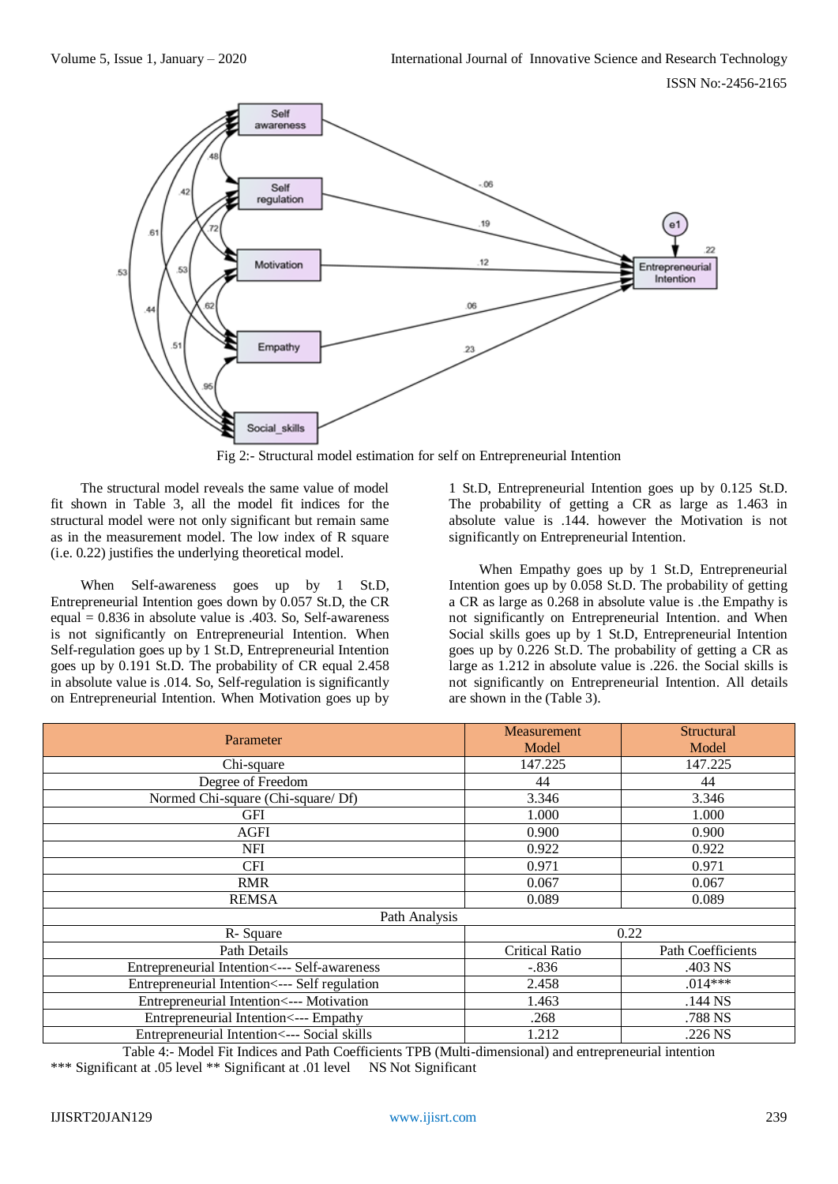Fig 2:- Structural model estimation for self on Entrepreneurial Intention

The structural model reveals the same value of model fit shown in Table 3, all the model fit indices for the structural model were not only significant but remain same as in the measurement model. The low index of R square (i.e. 0.22) justifies the underlying theoretical model.

When Self-awareness goes up by 1 St.D, Entrepreneurial Intention goes down by 0.057 St.D, the CR equal = 0.836 in absolute value is .403. So, Self-awareness is not significantly on Entrepreneurial Intention. When Self-regulation goes up by 1 St.D, Entrepreneurial Intention goes up by 0.191 St.D. The probability of CR equal 2.458 in absolute value is .014. So, Self-regulation is significantly on Entrepreneurial Intention. When Motivation goes up by 1 St.D, Entrepreneurial Intention goes up by 0.125 St.D. The probability of getting a CR as large as 1.463 in absolute value is .144. however the Motivation is not significantly on Entrepreneurial Intention.

When Empathy goes up by 1 St.D, Entrepreneurial Intention goes up by 0.058 St.D. The probability of getting a CR as large as 0.268 in absolute value is .the Empathy is not significantly on Entrepreneurial Intention. and When Social skills goes up by 1 St.D, Entrepreneurial Intention goes up by 0.226 St.D. The probability of getting a CR as large as 1.212 in absolute value is .226. the Social skills is not significantly on Entrepreneurial Intention. All details are shown in the (Table 3).

| Parameter | Measurement Model | Structural Model |
|---|---|---|
| Chi-square | 147.225 | 147.225 |
| Degree of Freedom | 44 | 44 |
| Normed Chi-square (Chi-square/ Df) | 3.346 | 3.346 |
| GFI | 1.000 | 1.000 |
| AGFI | 0.900 | 0.900 |
| NFI | 0.922 | 0.922 |
| CFI | 0.971 | 0.971 |
| RMR | 0.067 | 0.067 |
| REMSA | 0.089 | 0.089 |
| Path Analysis | | |
| R- Square | 0.22 | |
| Path Details | Critical Ratio | Path Coefficients |
| Entrepreneurial Intention<--- Self-awareness | -.836 | .403 NS |
| Entrepreneurial Intention<--- Self regulation | 2.458 | .014*** |
| Entrepreneurial Intention<--- Motivation | 1.463 | .144 NS |
| Entrepreneurial Intention<--- Empathy | .268 | .788 NS |
| Entrepreneurial Intention<--- Social skills | 1.212 | .226 NS |

Table 4:- Model Fit Indices and Path Coefficients TPB (Multi-dimensional) and entrepreneurial intention

*** Significant at .05 level ** Significant at .01 level NS Not Significant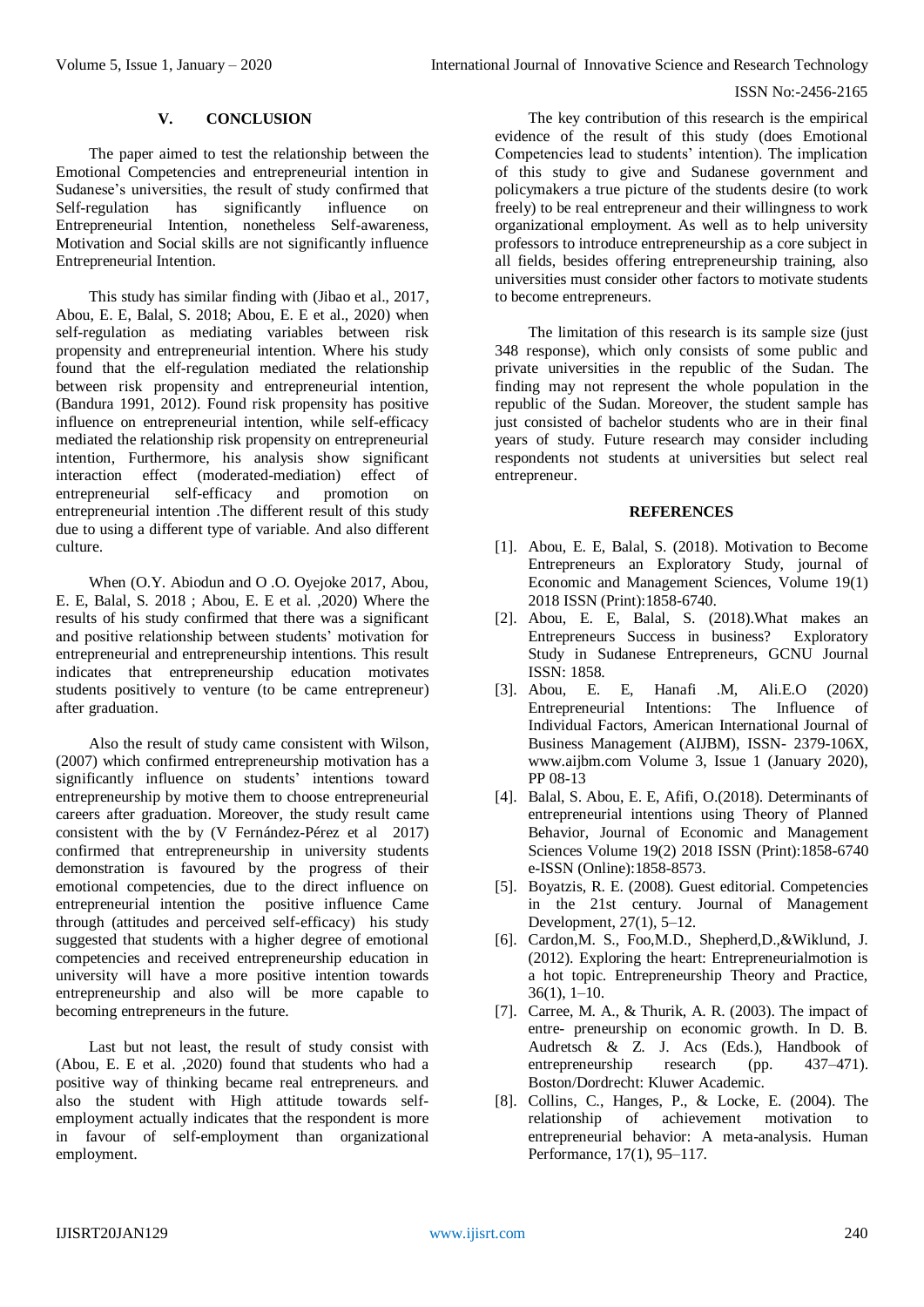## V. CONCLUSION

The paper aimed to test the relationship between the Emotional Competencies and entrepreneurial intention in Sudanese's universities, the result of study confirmed that Self-regulation has significantly influence on Entrepreneurial Intention, nonetheless Self-awareness, Motivation and Social skills are not significantly influence Entrepreneurial Intention.

This study has similar finding with (Jibao et al., 2017, Abou, E. E, Balal, S. 2018; Abou, E. E et al., 2020) when self-regulation as mediating variables between risk propensity and entrepreneurial intention. Where his study found that the elf-regulation mediated the relationship between risk propensity and entrepreneurial intention, (Bandura 1991, 2012). Found risk propensity has positive influence on entrepreneurial intention, while self-efficacy mediated the relationship risk propensity on entrepreneurial intention, Furthermore, his analysis show significant interaction effect (moderated-mediation) effect of entrepreneurial self-efficacy and promotion on entrepreneurial intention .The different result of this study due to using a different type of variable. And also different culture.

When (O.Y. Abiodun and O .O. Oyejoke 2017, Abou, E. E, Balal, S. 2018 ; Abou, E. E et al. ,2020) Where the results of his study confirmed that there was a significant and positive relationship between students' motivation for entrepreneurial and entrepreneurship intentions. This result indicates that entrepreneurship education motivates students positively to venture (to be came entrepreneur) after graduation.

Also the result of study came consistent with Wilson, (2007) which confirmed entrepreneurship motivation has a significantly influence on students' intentions toward entrepreneurship by motive them to choose entrepreneurial careers after graduation. Moreover, the study result came consistent with the by (V Fernández-Pérez et al 2017) confirmed that entrepreneurship in university students demonstration is favoured by the progress of their emotional competencies, due to the direct influence on entrepreneurial intention the positive influence Came through (attitudes and perceived self-efficacy) his study suggested that students with a higher degree of emotional competencies and received entrepreneurship education in university will have a more positive intention towards entrepreneurship and also will be more capable to becoming entrepreneurs in the future.

Last but not least, the result of study consist with (Abou, E. E et al. ,2020) found that students who had a positive way of thinking became real entrepreneurs. and also the student with High attitude towards self-employment actually indicates that the respondent is more in favour of self-employment than organizational employment.

The key contribution of this research is the empirical evidence of the result of this study (does Emotional Competencies lead to students' intention). The implication of this study to give and Sudanese government and policymakers a true picture of the students desire (to work freely) to be real entrepreneur and their willingness to work organizational employment. As well as to help university professors to introduce entrepreneurship as a core subject in all fields, besides offering entrepreneurship training, also universities must consider other factors to motivate students to become entrepreneurs.

The limitation of this research is its sample size (just 348 response), which only consists of some public and private universities in the republic of the Sudan. The finding may not represent the whole population in the republic of the Sudan. Moreover, the student sample has just consisted of bachelor students who are in their final years of study. Future research may consider including respondents not students at universities but select real entrepreneur.

## REFERENCES

[1]. Abou, E. E, Balal, S. (2018). Motivation to Become Entrepreneurs an Exploratory Study, journal of Economic and Management Sciences, Volume 19(1) 2018 ISSN (Print):1858-6740.

[2]. Abou, E. E, Balal, S. (2018).What makes an Entrepreneurs Success in business? Exploratory Study in Sudanese Entrepreneurs, GCNU Journal ISSN: 1858.

[3]. Abou, E. E, Hanafi .M, Ali.E.O (2020) Entrepreneurial Intentions: The Influence of Individual Factors, American International Journal of Business Management (AIJBM), ISSN- 2379-106X, www.aijbm.com Volume 3, Issue 1 (January 2020), PP 08-13

[4]. Balal, S. Abou, E. E, Afifi, O.(2018). Determinants of entrepreneurial intentions using Theory of Planned Behavior, Journal of Economic and Management Sciences Volume 19(2) 2018 ISSN (Print):1858-6740 e-ISSN (Online):1858-8573.

[5]. Boyatzis, R. E. (2008). Guest editorial. Competencies in the 21st century. Journal of Management Development, 27(1), 5–12.

[6]. Cardon,M. S., Foo,M.D., Shepherd,D.,&Wiklund, J. (2012). Exploring the heart: Entrepreneurialmotion is a hot topic. Entrepreneurship Theory and Practice, 36(1), 1–10.

[7]. Carree, M. A., & Thurik, A. R. (2003). The impact of entre- preneurship on economic growth. In D. B. Audretsch & Z. J. Acs (Eds.), Handbook of entrepreneurship research (pp. 437–471). Boston/Dordrecht: Kluwer Academic.

[8]. Collins, C., Hanges, P., & Locke, E. (2004). The relationship of achievement motivation to entrepreneurial behavior: A meta-analysis. Human Performance, 17(1), 95–117.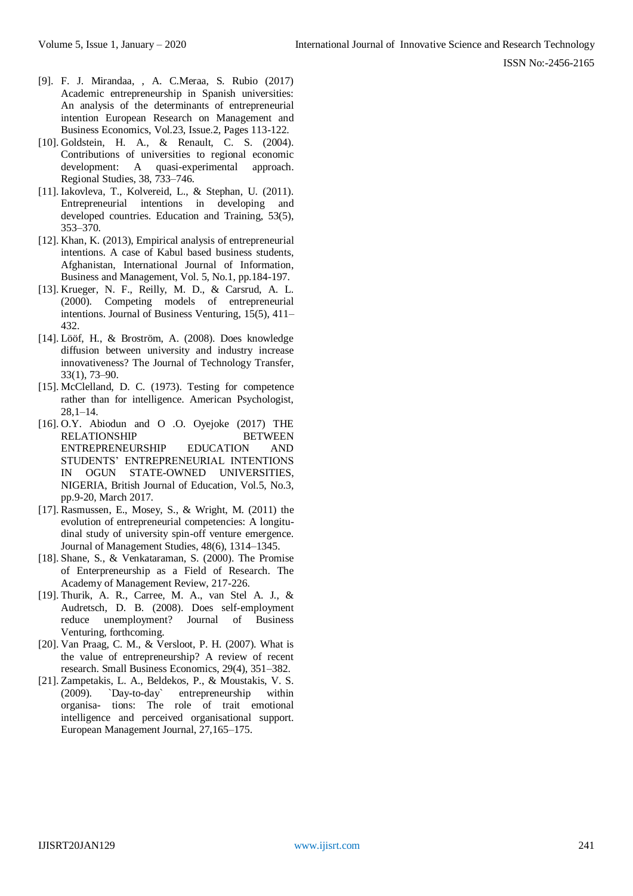[9]. F. J. Mirandaa, , A. C.Meraa, S. Rubio (2017) Academic entrepreneurship in Spanish universities: An analysis of the determinants of entrepreneurial intention European Research on Management and Business Economics, Vol.23, Issue.2, Pages 113-122.

[10]. Goldstein, H. A., & Renault, C. S. (2004). Contributions of universities to regional economic development: A quasi-experimental approach. Regional Studies, 38, 733–746.

[11]. Iakovleva, T., Kolvereid, L., & Stephan, U. (2011). Entrepreneurial intentions in developing and developed countries. Education and Training, 53(5), 353–370.

[12]. Khan, K. (2013), Empirical analysis of entrepreneurial intentions. A case of Kabul based business students, Afghanistan, International Journal of Information, Business and Management, Vol. 5, No.1, pp.184-197.

[13]. Krueger, N. F., Reilly, M. D., & Carsrud, A. L. (2000). Competing models of entrepreneurial intentions. Journal of Business Venturing, 15(5), 411–432.

[14]. Lööf, H., & Broström, A. (2008). Does knowledge diffusion between university and industry increase innovativeness? The Journal of Technology Transfer, 33(1), 73–90.

[15]. McClelland, D. C. (1973). Testing for competence rather than for intelligence. American Psychologist, 28,1–14.

[16]. O.Y. Abiodun and O .O. Oyejoke (2017) THE RELATIONSHIP BETWEEN ENTREPRENEURSHIP EDUCATION AND STUDENTS' ENTREPRENEURIAL INTENTIONS IN OGUN STATE-OWNED UNIVERSITIES, NIGERIA, British Journal of Education, Vol.5, No.3, pp.9-20, March 2017.

[17]. Rasmussen, E., Mosey, S., & Wright, M. (2011) the evolution of entrepreneurial competencies: A longitu-dinal study of university spin-off venture emergence. Journal of Management Studies, 48(6), 1314–1345.

[18]. Shane, S., & Venkataraman, S. (2000). The Promise of Enterpreneurship as a Field of Research. The Academy of Management Review, 217-226.

[19]. Thurik, A. R., Carree, M. A., van Stel A. J., & Audretsch, D. B. (2008). Does self-employment reduce unemployment? Journal of Business Venturing, forthcoming.

[20]. Van Praag, C. M., & Versloot, P. H. (2007). What is the value of entrepreneurship? A review of recent research. Small Business Economics, 29(4), 351–382.

[21]. Zampetakis, L. A., Beldekos, P., & Moustakis, V. S. (2009). `Day-to-day` entrepreneurship within organisa- tions: The role of trait emotional intelligence and perceived organisational support. European Management Journal, 27,165–175.